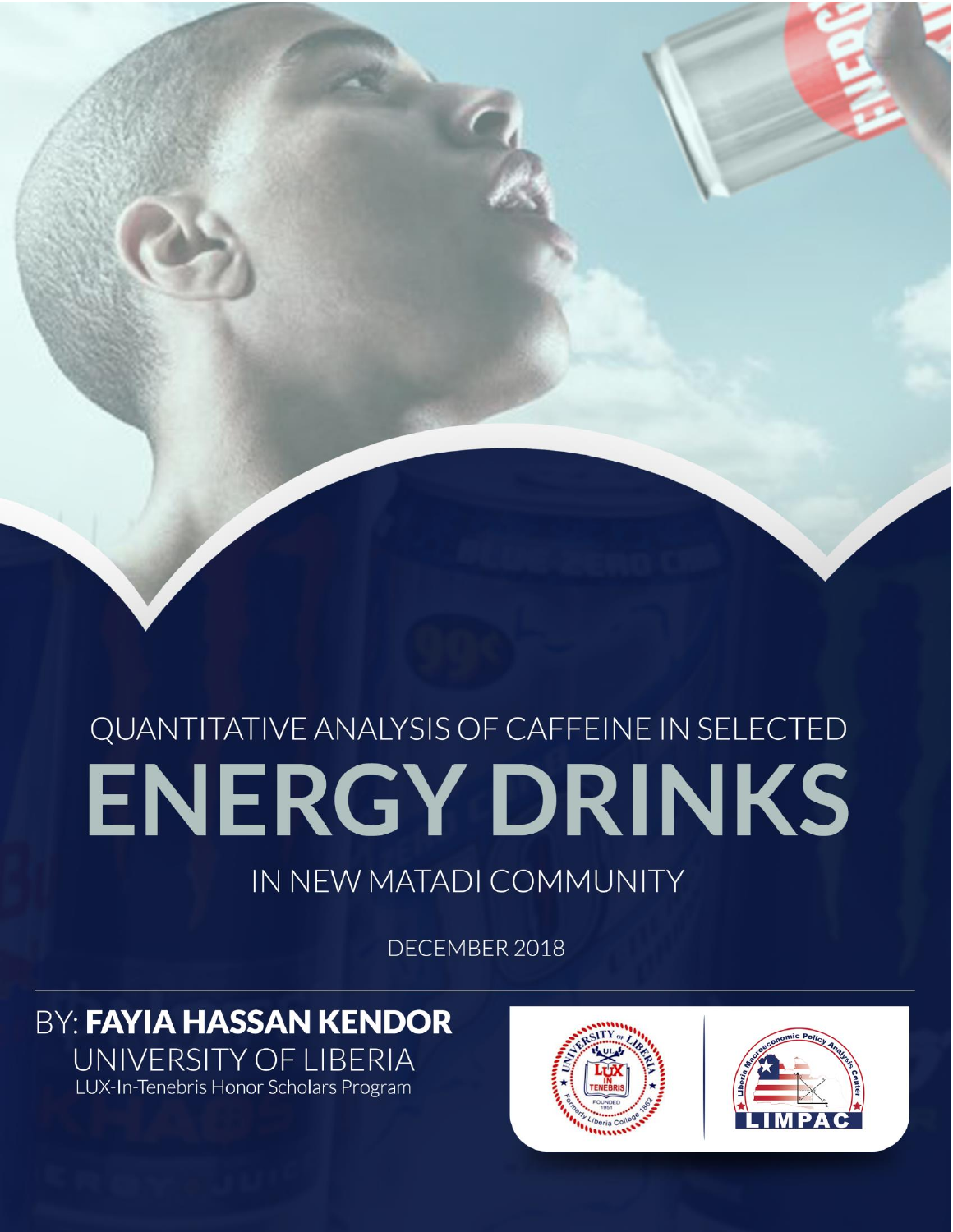# QUANTITATIVE ANALYSIS OF CAFFEINE IN SELECTED ENERGY DRINKS IN NEW MATADI COMMUNITY

DECEMBER 2018

BY: **FAYIA HASSAN KENDOR**

UNIVERSITY OF LIBERIA

LUX-In-Tenebris Honor Scholars Program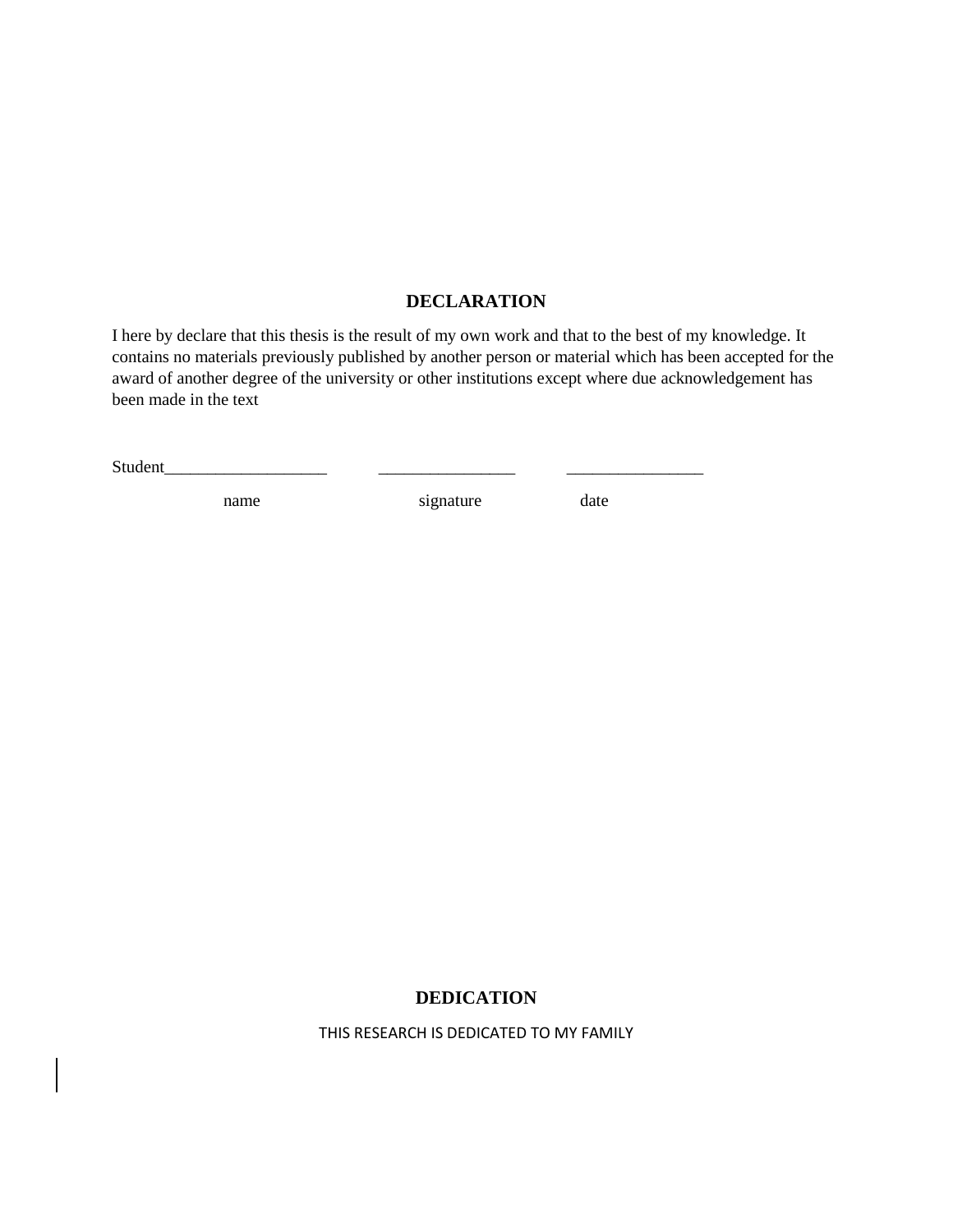## DECLARATION

I here by declare that this thesis is the result of my own work and that to the best of my knowledge. It contains no materials previously published by another person or material which has been accepted for the award of another degree of the university or other institutions except where due acknowledgement has been made in the text

Student___________________ ________________ ________________

name signature date

## DEDICATION

THIS RESEARCH IS DEDICATED TO MY FAMILY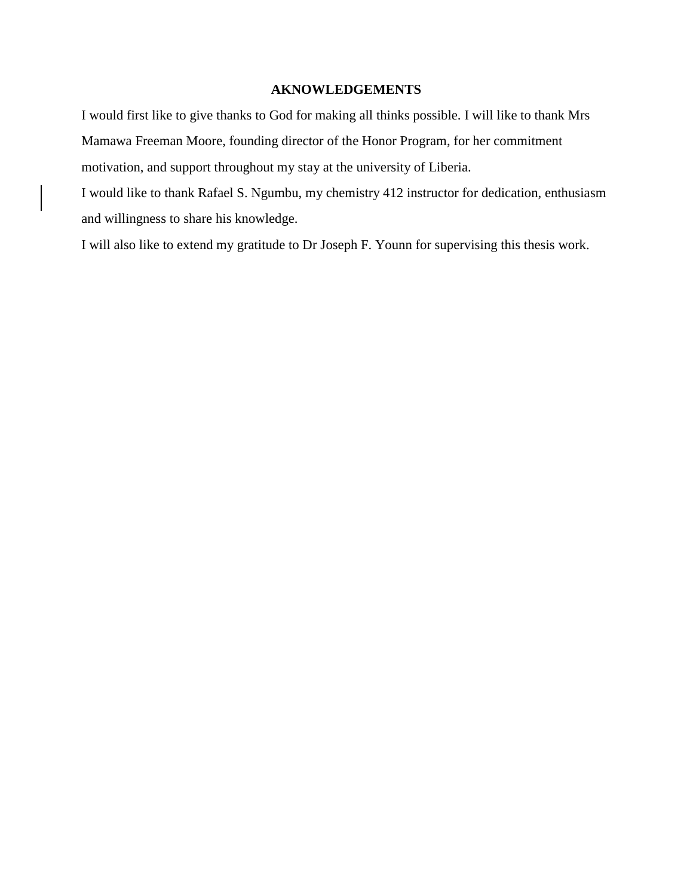## AKNOWLEDGEMENTS

I would first like to give thanks to God for making all thinks possible. I will like to thank Mrs Mamawa Freeman Moore, founding director of the Honor Program, for her commitment motivation, and support throughout my stay at the university of Liberia.

I would like to thank Rafael S. Ngumbu, my chemistry 412 instructor for dedication, enthusiasm and willingness to share his knowledge.

I will also like to extend my gratitude to Dr Joseph F. Younn for supervising this thesis work.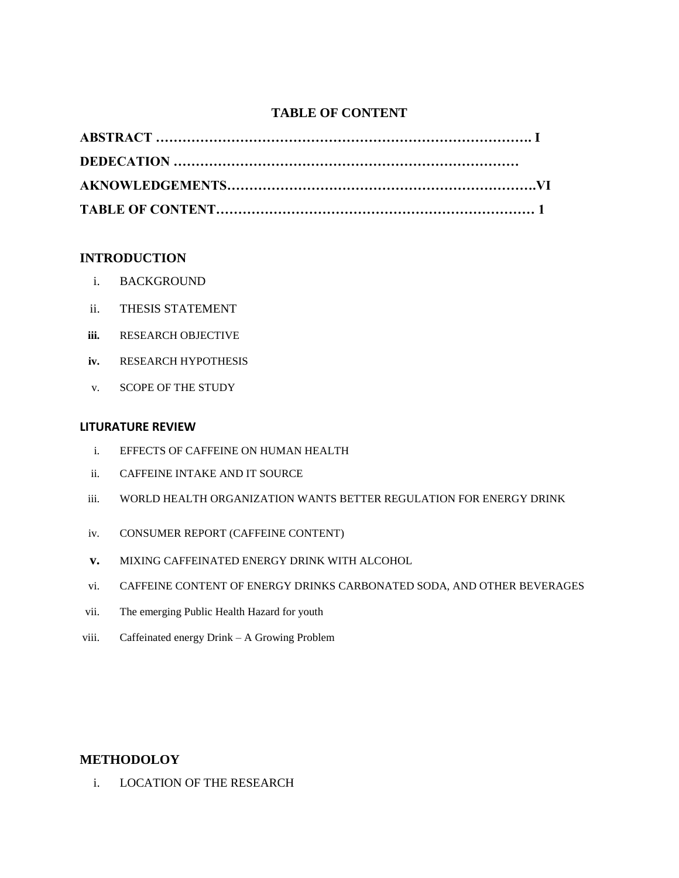# TABLE OF CONTENT

**ABSTRACT ……………………………………………………………………………. I**

**DEDECATION ……………………………………………………………………**

**AKNOWLEDGEMENTS……………………………………………………………VI**

**TABLE OF CONTENT……………………………………………………………… 1**

## INTRODUCTION

i. BACKGROUND

ii. THESIS STATEMENT

iii. RESEARCH OBJECTIVE

iv. RESEARCH HYPOTHESIS

v. SCOPE OF THE STUDY

## LITURATURE REVIEW

i. EFFECTS OF CAFFEINE ON HUMAN HEALTH

ii. CAFFEINE INTAKE AND IT SOURCE

iii. WORLD HEALTH ORGANIZATION WANTS BETTER REGULATION FOR ENERGY DRINK

iv. CONSUMER REPORT (CAFFEINE CONTENT)

v. MIXING CAFFEINATED ENERGY DRINK WITH ALCOHOL

vi. CAFFEINE CONTENT OF ENERGY DRINKS CARBONATED SODA, AND OTHER BEVERAGES

vii. The emerging Public Health Hazard for youth

viii. Caffeinated energy Drink – A Growing Problem

## METHODOLOY

i. LOCATION OF THE RESEARCH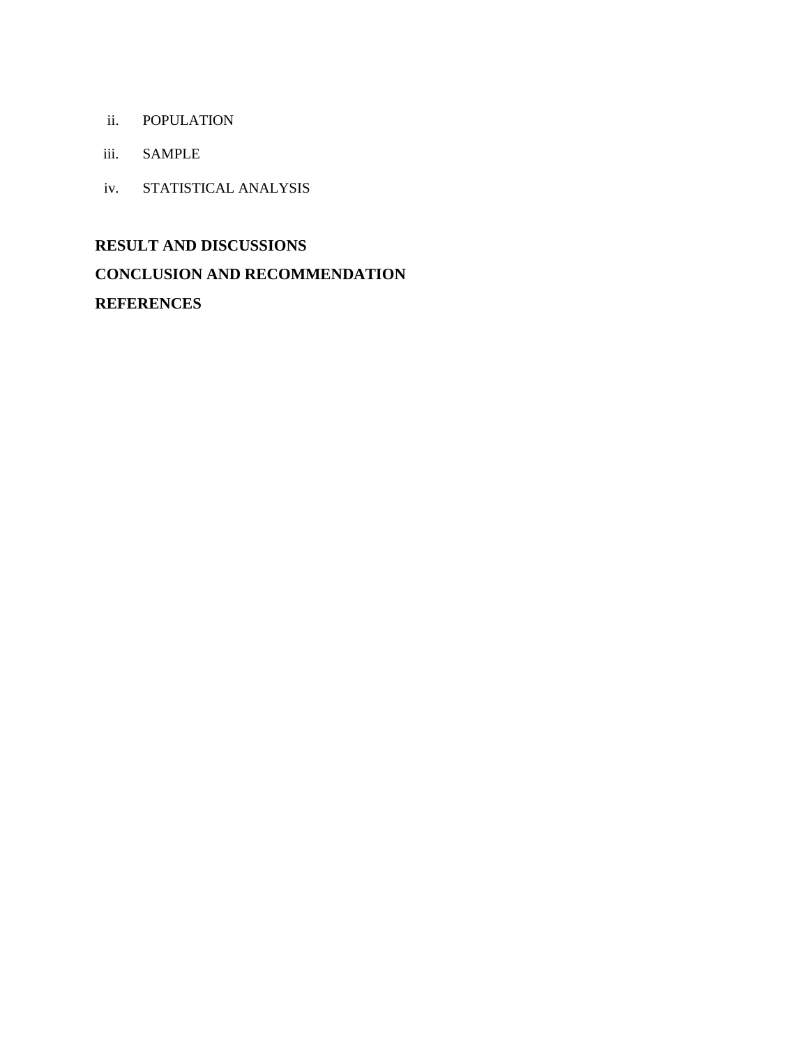ii. POPULATION

iii. SAMPLE

iv. STATISTICAL ANALYSIS

**RESULT AND DISCUSSIONS**

**CONCLUSION AND RECOMMENDATION**

**REFERENCES**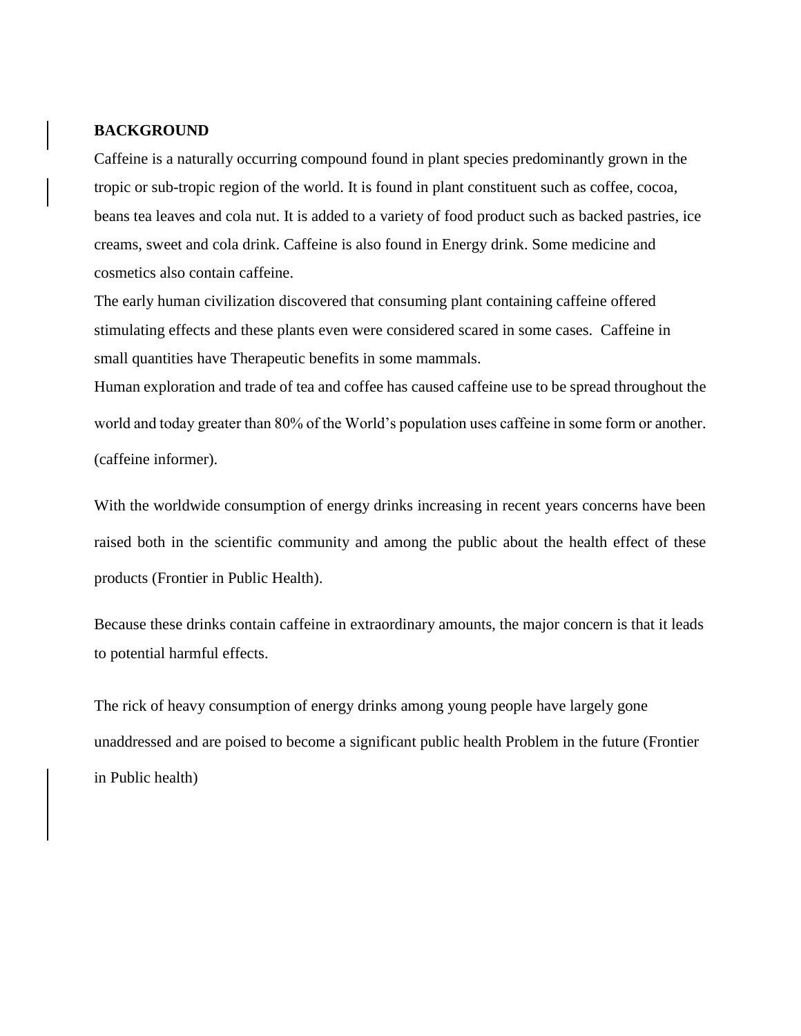**BACKGROUND**

Caffeine is a naturally occurring compound found in plant species predominantly grown in the tropic or sub-tropic region of the world. It is found in plant constituent such as coffee, cocoa, beans tea leaves and cola nut. It is added to a variety of food product such as backed pastries, ice creams, sweet and cola drink. Caffeine is also found in Energy drink. Some medicine and cosmetics also contain caffeine.

The early human civilization discovered that consuming plant containing caffeine offered stimulating effects and these plants even were considered scared in some cases. Caffeine in small quantities have Therapeutic benefits in some mammals.

Human exploration and trade of tea and coffee has caused caffeine use to be spread throughout the world and today greater than 80% of the World's population uses caffeine in some form or another. (caffeine informer).

With the worldwide consumption of energy drinks increasing in recent years concerns have been raised both in the scientific community and among the public about the health effect of these products (Frontier in Public Health).

Because these drinks contain caffeine in extraordinary amounts, the major concern is that it leads to potential harmful effects.

The rick of heavy consumption of energy drinks among young people have largely gone unaddressed and are poised to become a significant public health Problem in the future (Frontier in Public health)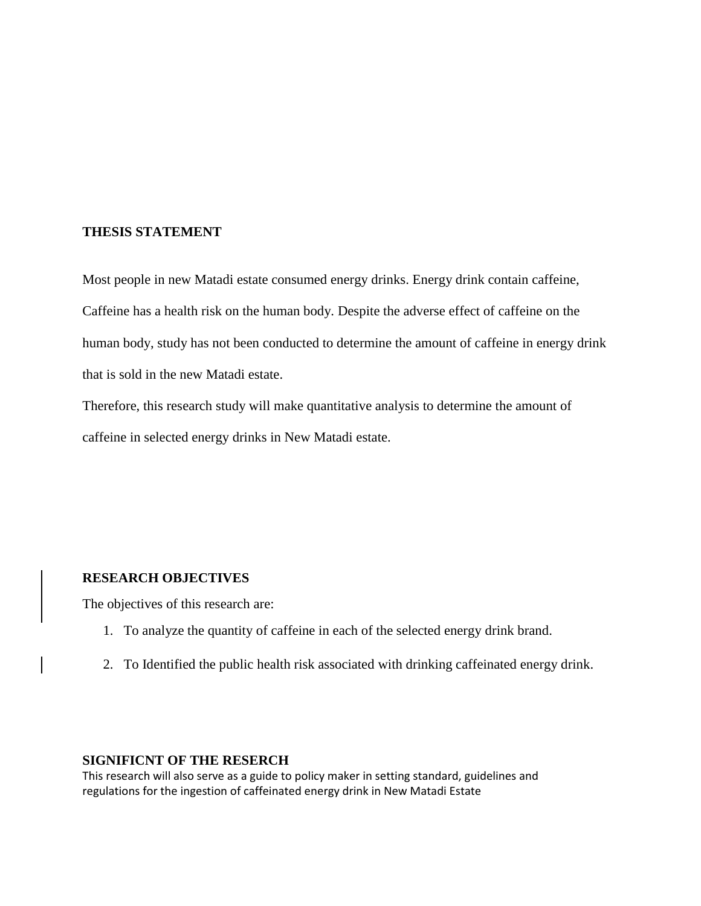## THESIS STATEMENT

Most people in new Matadi estate consumed energy drinks. Energy drink contain caffeine, Caffeine has a health risk on the human body. Despite the adverse effect of caffeine on the human body, study has not been conducted to determine the amount of caffeine in energy drink that is sold in the new Matadi estate.

Therefore, this research study will make quantitative analysis to determine the amount of caffeine in selected energy drinks in New Matadi estate.

## RESEARCH OBJECTIVES

The objectives of this research are:

1. To analyze the quantity of caffeine in each of the selected energy drink brand.
2. To Identified the public health risk associated with drinking caffeinated energy drink.

## SIGNIFICNT OF THE RESERCH

This research will also serve as a guide to policy maker in setting standard, guidelines and regulations for the ingestion of caffeinated energy drink in New Matadi Estate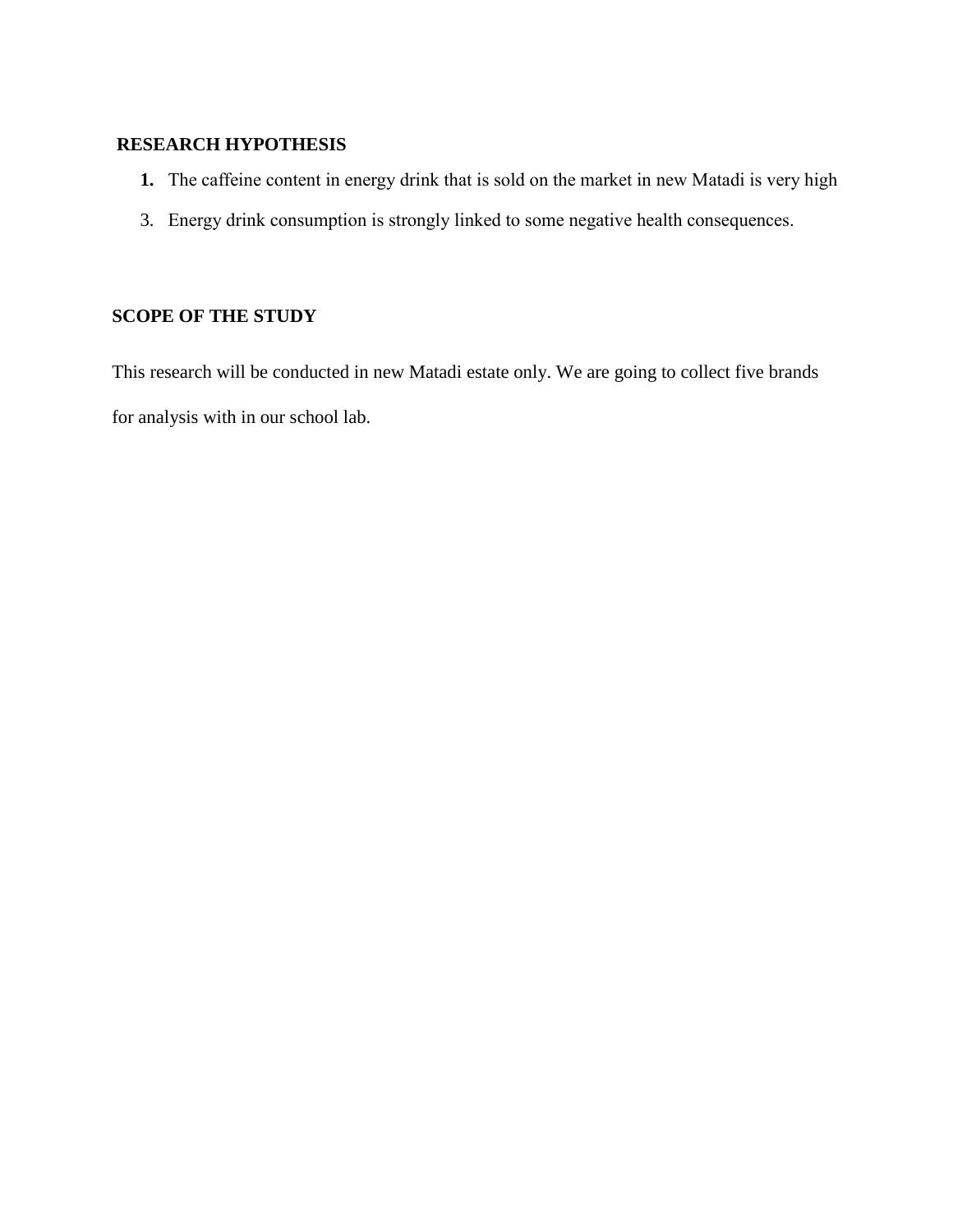**RESEARCH HYPOTHESIS**

1. The caffeine content in energy drink that is sold on the market in new Matadi is very high
3. Energy drink consumption is strongly linked to some negative health consequences.

**SCOPE OF THE STUDY**

This research will be conducted in new Matadi estate only. We are going to collect five brands for analysis with in our school lab.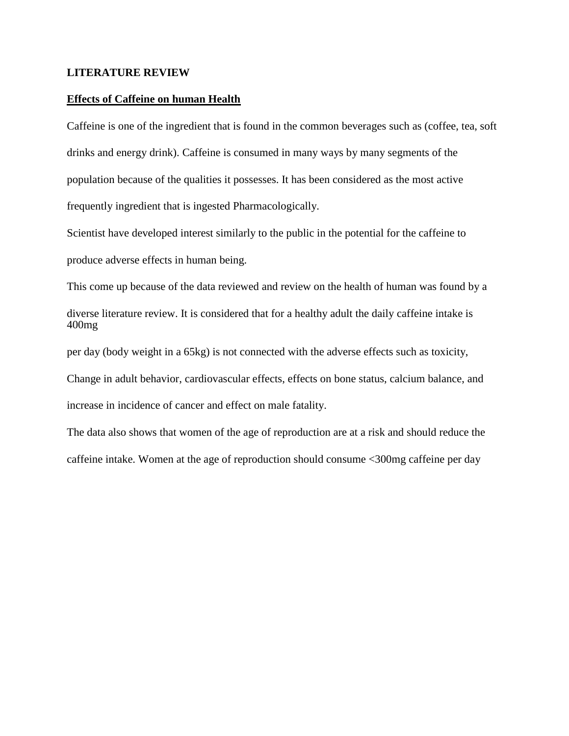**LITERATURE REVIEW**

**Effects of Caffeine on human Health**

Caffeine is one of the ingredient that is found in the common beverages such as (coffee, tea, soft drinks and energy drink). Caffeine is consumed in many ways by many segments of the population because of the qualities it possesses. It has been considered as the most active frequently ingredient that is ingested Pharmacologically.

Scientist have developed interest similarly to the public in the potential for the caffeine to produce adverse effects in human being.

This come up because of the data reviewed and review on the health of human was found by a diverse literature review. It is considered that for a healthy adult the daily caffeine intake is 400mg per day (body weight in a 65kg) is not connected with the adverse effects such as toxicity, Change in adult behavior, cardiovascular effects, effects on bone status, calcium balance, and increase in incidence of cancer and effect on male fatality.

The data also shows that women of the age of reproduction are at a risk and should reduce the caffeine intake. Women at the age of reproduction should consume <300mg caffeine per day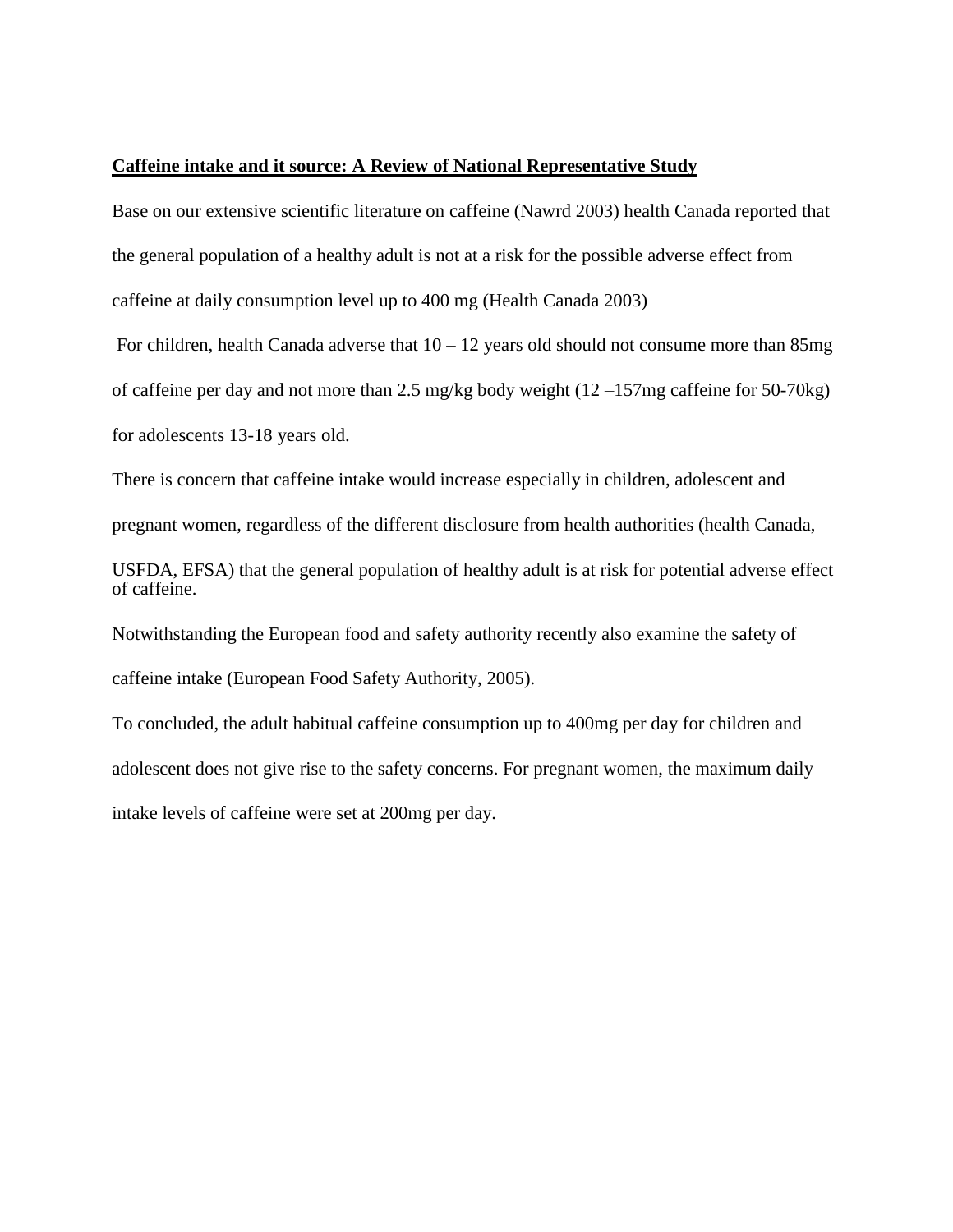**Caffeine intake and it source: A Review of National Representative Study**

Base on our extensive scientific literature on caffeine (Nawrd 2003) health Canada reported that the general population of a healthy adult is not at a risk for the possible adverse effect from caffeine at daily consumption level up to 400 mg (Health Canada 2003)

For children, health Canada adverse that 10 – 12 years old should not consume more than 85mg of caffeine per day and not more than 2.5 mg/kg body weight (12 –157mg caffeine for 50-70kg) for adolescents 13-18 years old.

There is concern that caffeine intake would increase especially in children, adolescent and pregnant women, regardless of the different disclosure from health authorities (health Canada, USFDA, EFSA) that the general population of healthy adult is at risk for potential adverse effect of caffeine.

Notwithstanding the European food and safety authority recently also examine the safety of caffeine intake (European Food Safety Authority, 2005).

To concluded, the adult habitual caffeine consumption up to 400mg per day for children and adolescent does not give rise to the safety concerns. For pregnant women, the maximum daily intake levels of caffeine were set at 200mg per day.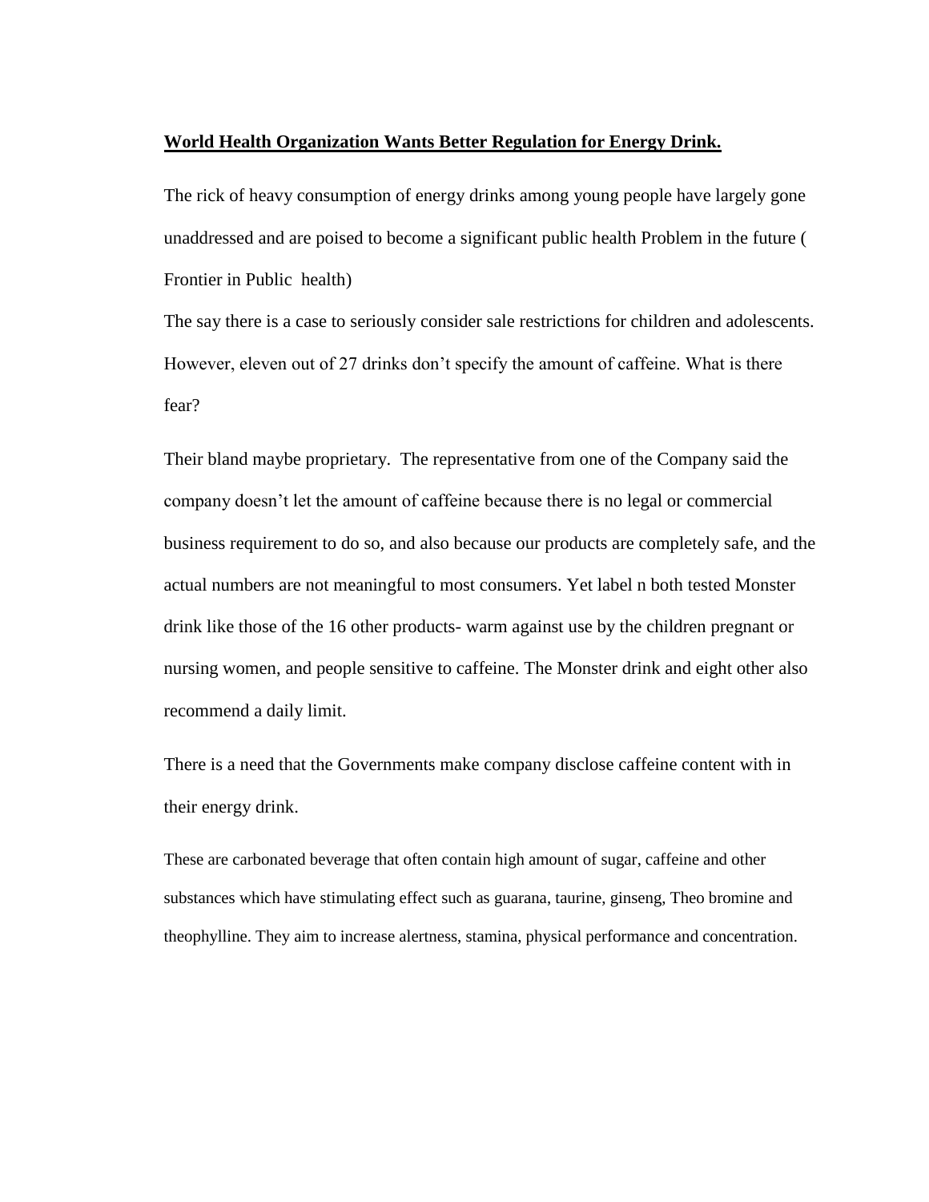**World Health Organization Wants Better Regulation for Energy Drink.**

The rick of heavy consumption of energy drinks among young people have largely gone unaddressed and are poised to become a significant public health Problem in the future ( Frontier in Public health)

The say there is a case to seriously consider sale restrictions for children and adolescents. However, eleven out of 27 drinks don't specify the amount of caffeine. What is there fear?

Their bland maybe proprietary. The representative from one of the Company said the company doesn't let the amount of caffeine because there is no legal or commercial business requirement to do so, and also because our products are completely safe, and the actual numbers are not meaningful to most consumers. Yet label n both tested Monster drink like those of the 16 other products- warm against use by the children pregnant or nursing women, and people sensitive to caffeine. The Monster drink and eight other also recommend a daily limit.

There is a need that the Governments make company disclose caffeine content with in their energy drink.

These are carbonated beverage that often contain high amount of sugar, caffeine and other substances which have stimulating effect such as guarana, taurine, ginseng, Theo bromine and theophylline. They aim to increase alertness, stamina, physical performance and concentration.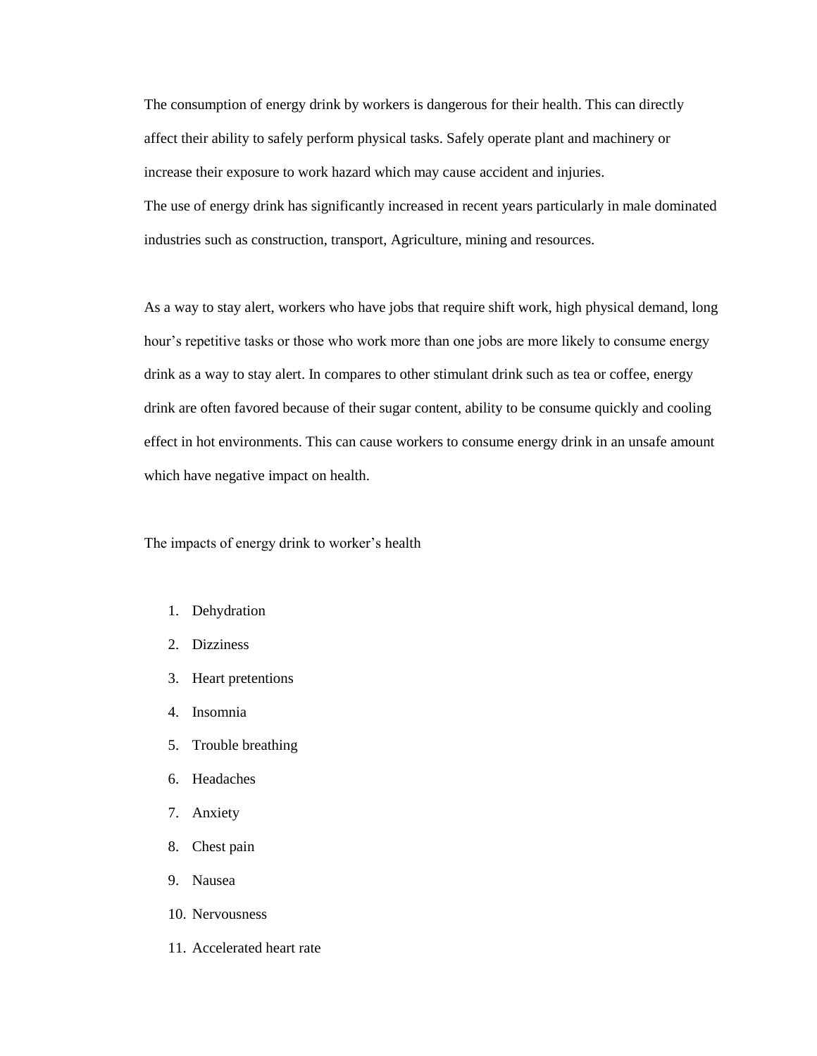The consumption of energy drink by workers is dangerous for their health. This can directly affect their ability to safely perform physical tasks. Safely operate plant and machinery or increase their exposure to work hazard which may cause accident and injuries.

The use of energy drink has significantly increased in recent years particularly in male dominated industries such as construction, transport, Agriculture, mining and resources.

As a way to stay alert, workers who have jobs that require shift work, high physical demand, long hour's repetitive tasks or those who work more than one jobs are more likely to consume energy drink as a way to stay alert. In compares to other stimulant drink such as tea or coffee, energy drink are often favored because of their sugar content, ability to be consume quickly and cooling effect in hot environments. This can cause workers to consume energy drink in an unsafe amount which have negative impact on health.

The impacts of energy drink to worker's health

1. Dehydration
2. Dizziness
3. Heart pretentions
4. Insomnia
5. Trouble breathing
6. Headaches
7. Anxiety
8. Chest pain
9. Nausea
10. Nervousness
11. Accelerated heart rate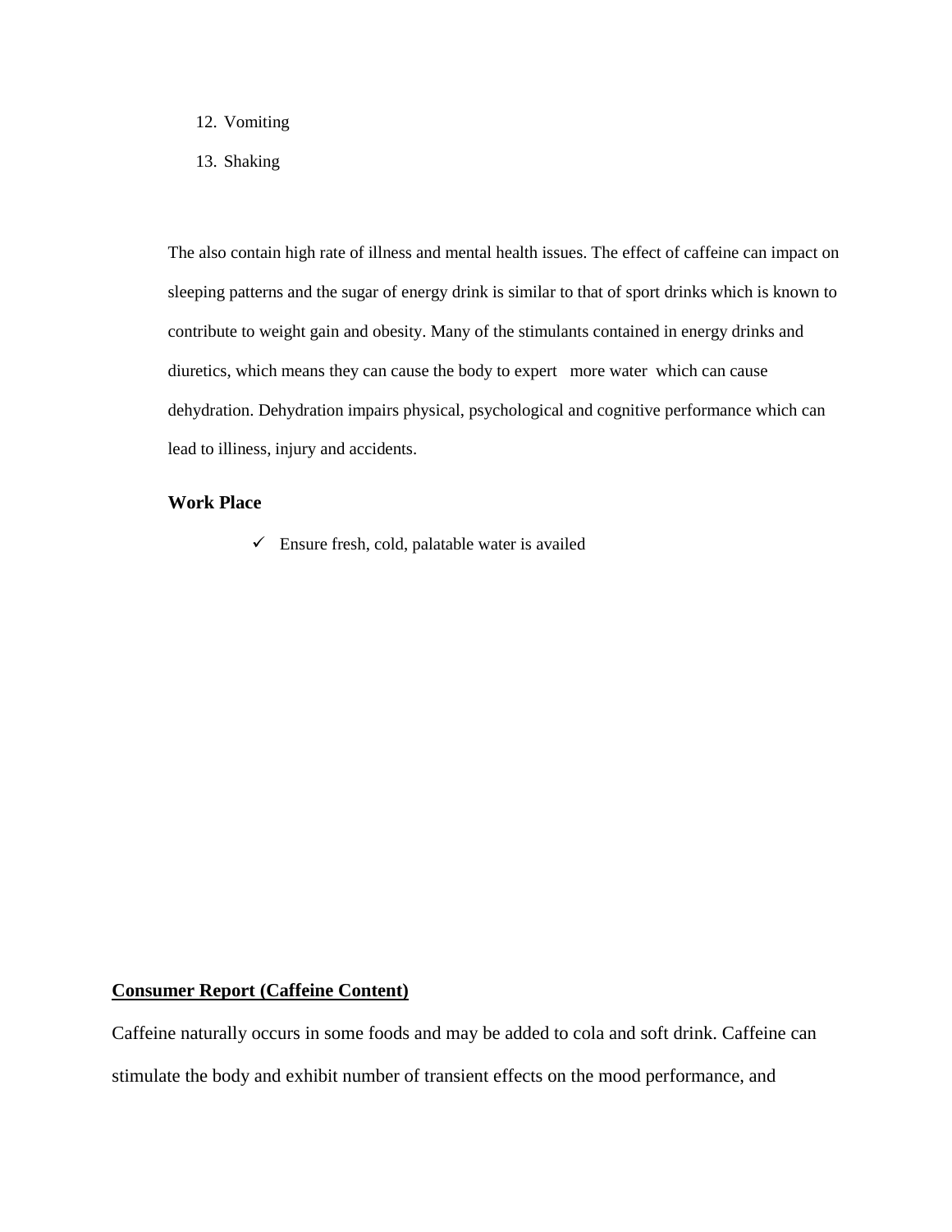12. Vomiting
13. Shaking

The also contain high rate of illness and mental health issues. The effect of caffeine can impact on sleeping patterns and the sugar of energy drink is similar to that of sport drinks which is known to contribute to weight gain and obesity. Many of the stimulants contained in energy drinks and diuretics, which means they can cause the body to expert more water which can cause dehydration. Dehydration impairs physical, psychological and cognitive performance which can lead to illiness, injury and accidents.

**Work Place**

- ✓ Ensure fresh, cold, palatable water is availed

**<u>Consumer Report (Caffeine Content)</u>**

Caffeine naturally occurs in some foods and may be added to cola and soft drink. Caffeine can stimulate the body and exhibit number of transient effects on the mood performance, and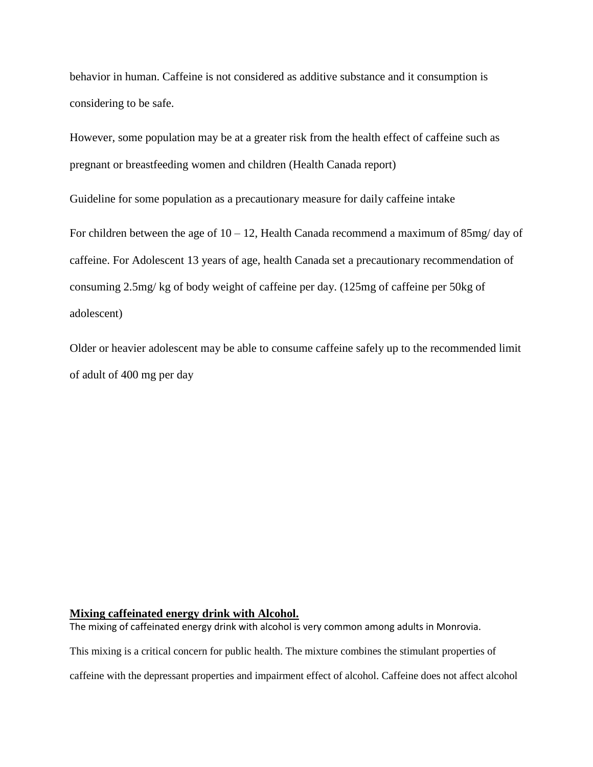behavior in human. Caffeine is not considered as additive substance and it consumption is considering to be safe.

However, some population may be at a greater risk from the health effect of caffeine such as pregnant or breastfeeding women and children (Health Canada report)

Guideline for some population as a precautionary measure for daily caffeine intake

For children between the age of 10 – 12, Health Canada recommend a maximum of 85mg/ day of caffeine. For Adolescent 13 years of age, health Canada set a precautionary recommendation of consuming 2.5mg/ kg of body weight of caffeine per day. (125mg of caffeine per 50kg of adolescent)

Older or heavier adolescent may be able to consume caffeine safely up to the recommended limit of adult of 400 mg per day

**Mixing caffeinated energy drink with Alcohol.**

The mixing of caffeinated energy drink with alcohol is very common among adults in Monrovia.

This mixing is a critical concern for public health. The mixture combines the stimulant properties of caffeine with the depressant properties and impairment effect of alcohol. Caffeine does not affect alcohol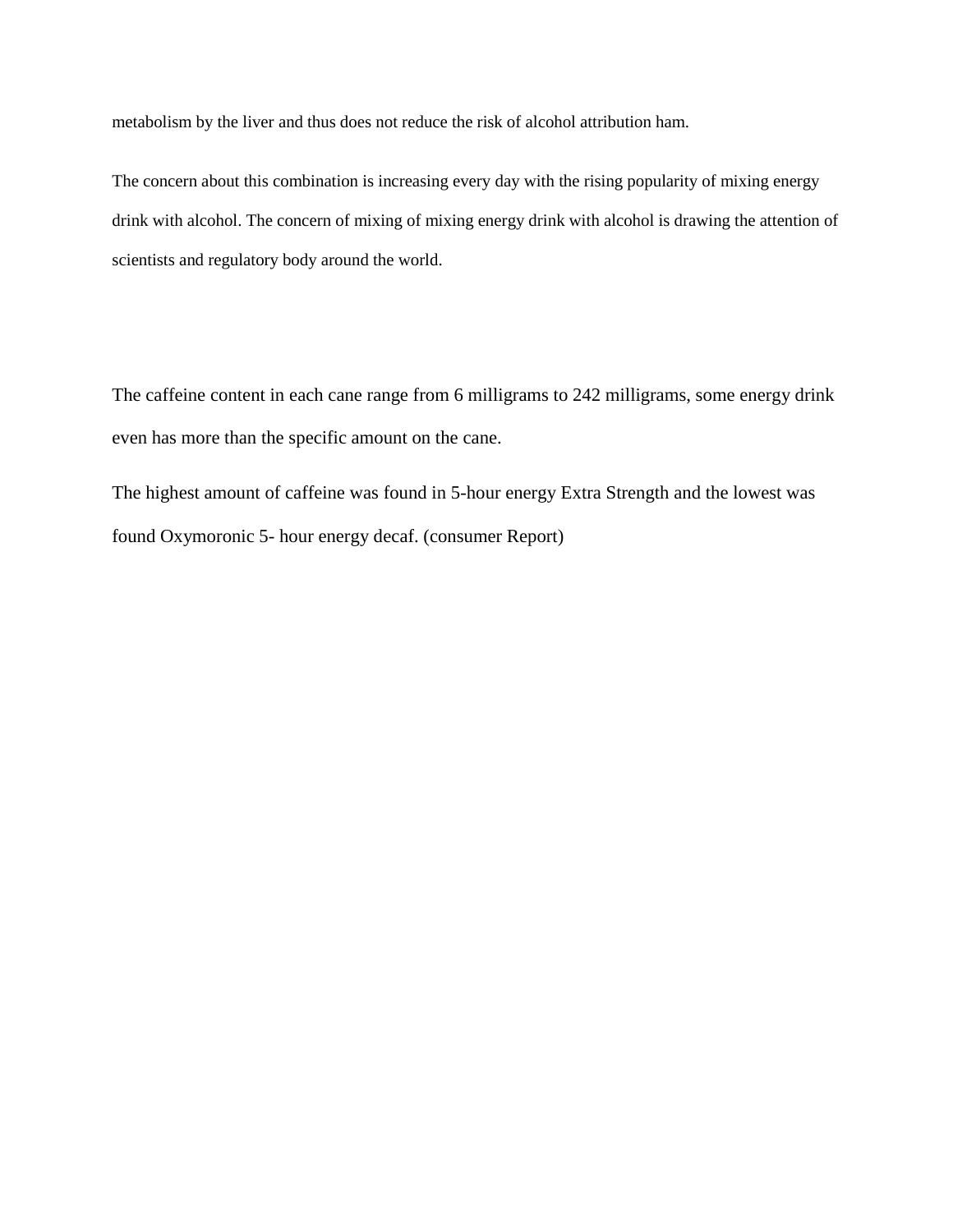metabolism by the liver and thus does not reduce the risk of alcohol attribution ham.

The concern about this combination is increasing every day with the rising popularity of mixing energy drink with alcohol. The concern of mixing of mixing energy drink with alcohol is drawing the attention of scientists and regulatory body around the world.

The caffeine content in each cane range from 6 milligrams to 242 milligrams, some energy drink even has more than the specific amount on the cane.

The highest amount of caffeine was found in 5-hour energy Extra Strength and the lowest was found Oxymoronic 5- hour energy decaf. (consumer Report)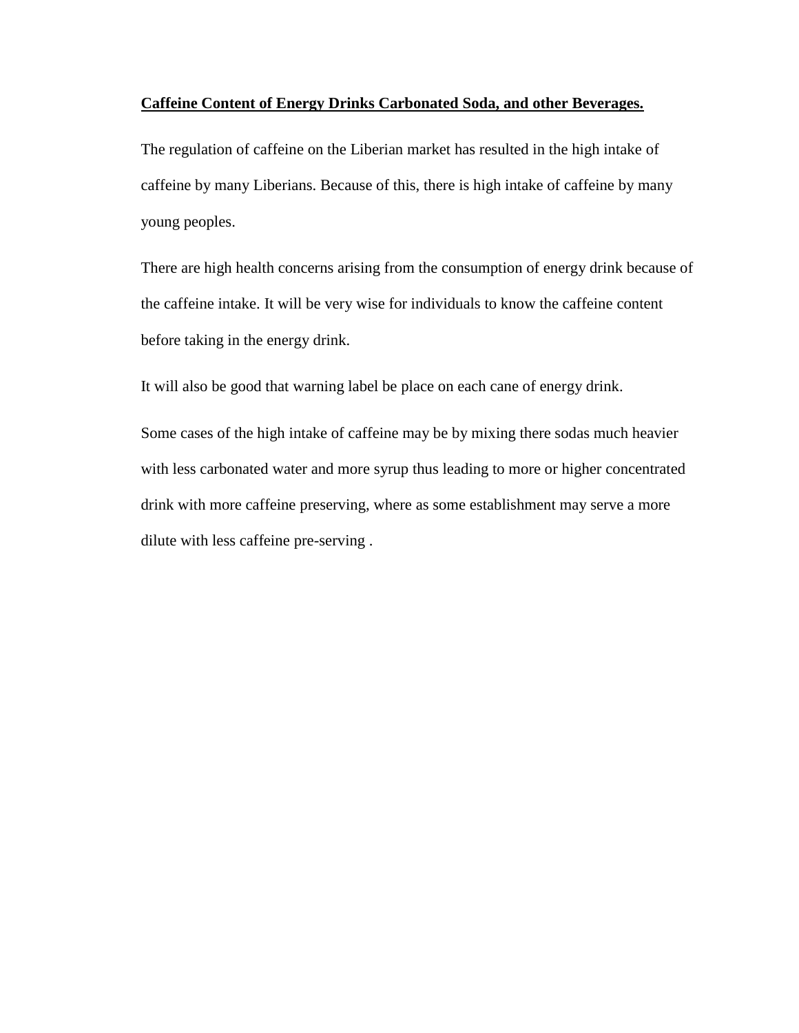**Caffeine Content of Energy Drinks Carbonated Soda, and other Beverages.**

The regulation of caffeine on the Liberian market has resulted in the high intake of caffeine by many Liberians. Because of this, there is high intake of caffeine by many young peoples.

There are high health concerns arising from the consumption of energy drink because of the caffeine intake. It will be very wise for individuals to know the caffeine content before taking in the energy drink.

It will also be good that warning label be place on each cane of energy drink.

Some cases of the high intake of caffeine may be by mixing there sodas much heavier with less carbonated water and more syrup thus leading to more or higher concentrated drink with more caffeine preserving, where as some establishment may serve a more dilute with less caffeine pre-serving .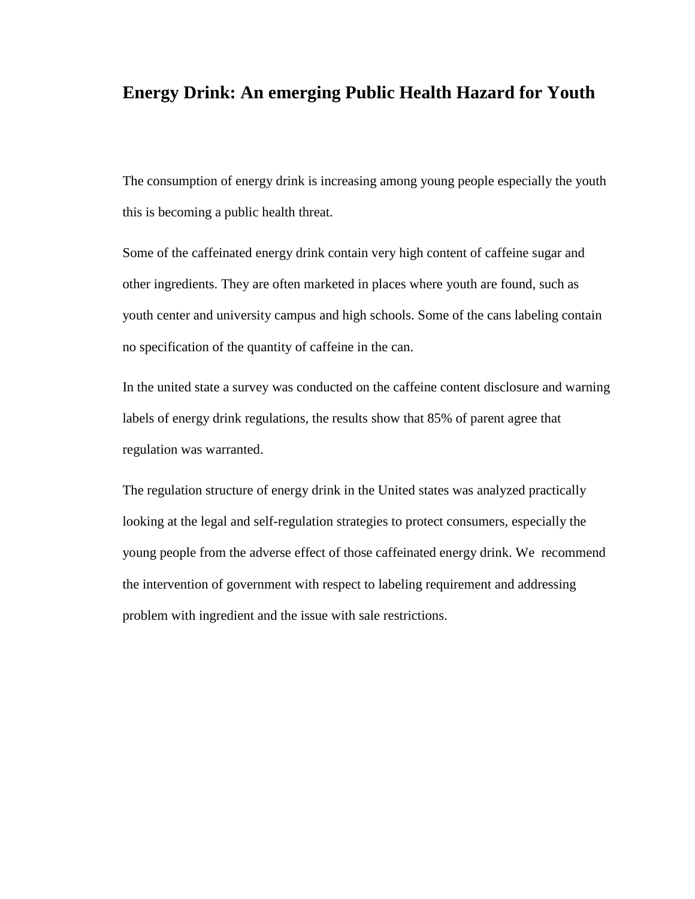## Energy Drink: An emerging Public Health Hazard for Youth

The consumption of energy drink is increasing among young people especially the youth this is becoming a public health threat.

Some of the caffeinated energy drink contain very high content of caffeine sugar and other ingredients. They are often marketed in places where youth are found, such as youth center and university campus and high schools. Some of the cans labeling contain no specification of the quantity of caffeine in the can.

In the united state a survey was conducted on the caffeine content disclosure and warning labels of energy drink regulations, the results show that 85% of parent agree that regulation was warranted.

The regulation structure of energy drink in the United states was analyzed practically looking at the legal and self-regulation strategies to protect consumers, especially the young people from the adverse effect of those caffeinated energy drink. We recommend the intervention of government with respect to labeling requirement and addressing problem with ingredient and the issue with sale restrictions.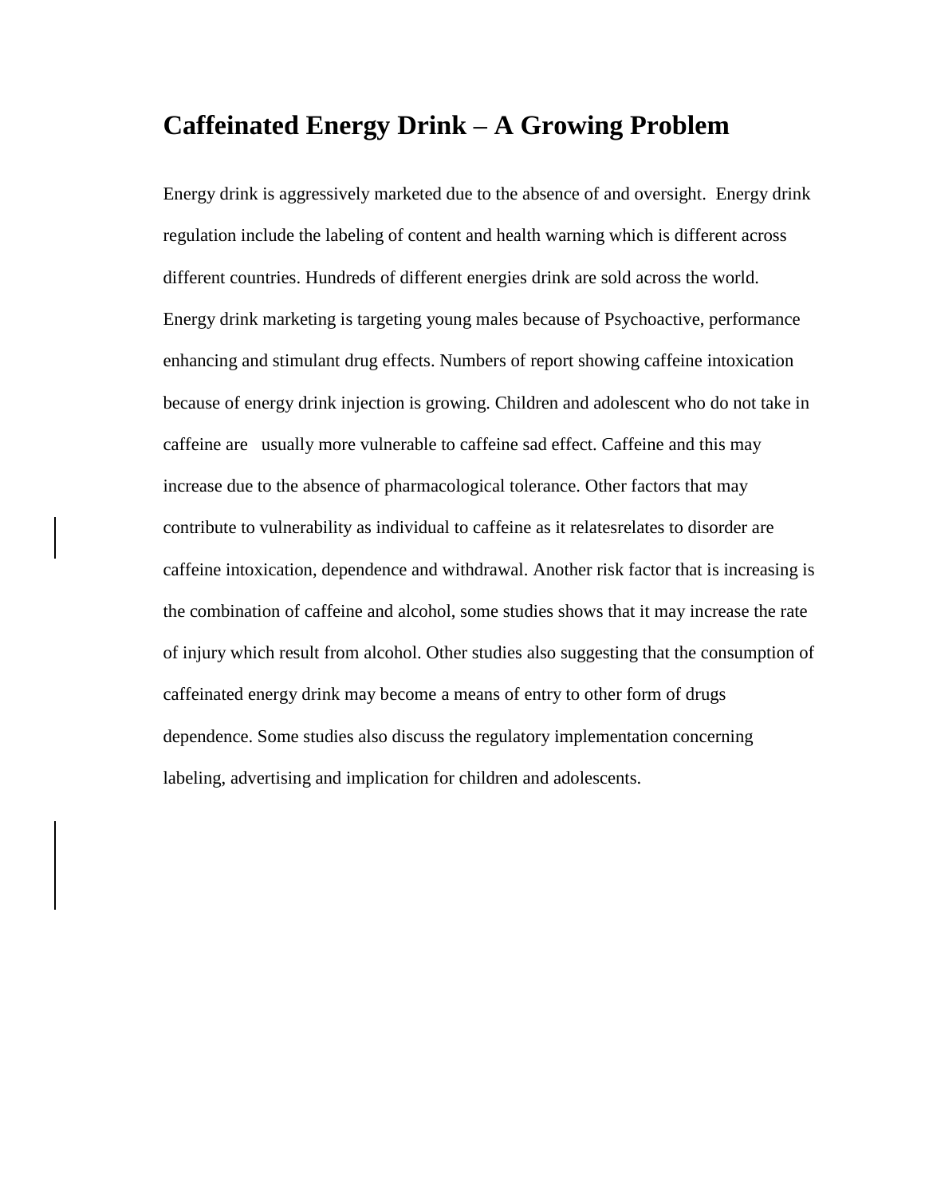# Caffeinated Energy Drink – A Growing Problem

Energy drink is aggressively marketed due to the absence of and oversight. Energy drink regulation include the labeling of content and health warning which is different across different countries. Hundreds of different energies drink are sold across the world. Energy drink marketing is targeting young males because of Psychoactive, performance enhancing and stimulant drug effects. Numbers of report showing caffeine intoxication because of energy drink injection is growing. Children and adolescent who do not take in caffeine are usually more vulnerable to caffeine sad effect. Caffeine and this may increase due to the absence of pharmacological tolerance. Other factors that may contribute to vulnerability as individual to caffeine as it relatesrelates to disorder are caffeine intoxication, dependence and withdrawal. Another risk factor that is increasing is the combination of caffeine and alcohol, some studies shows that it may increase the rate of injury which result from alcohol. Other studies also suggesting that the consumption of caffeinated energy drink may become a means of entry to other form of drugs dependence. Some studies also discuss the regulatory implementation concerning labeling, advertising and implication for children and adolescents.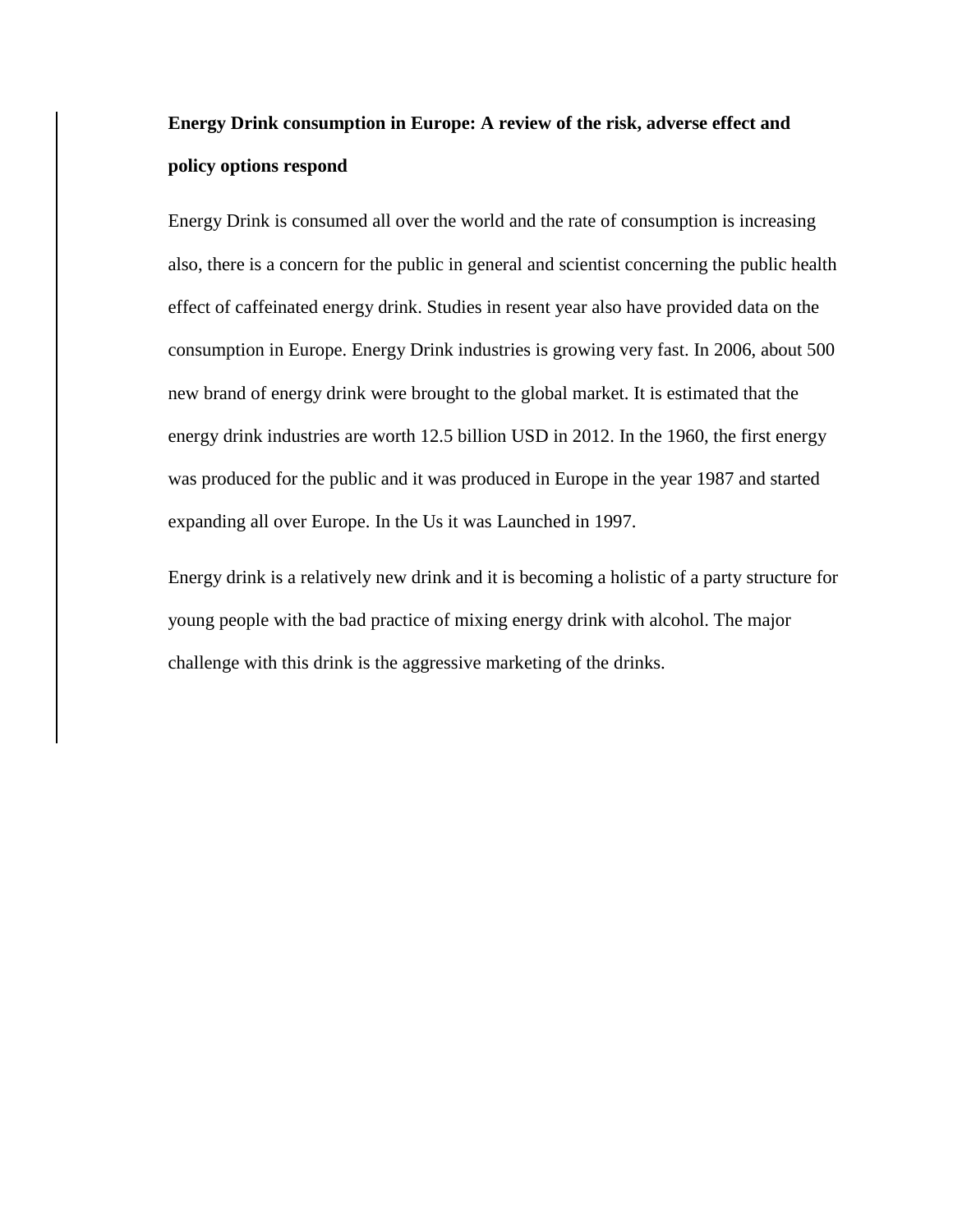**Energy Drink consumption in Europe: A review of the risk, adverse effect and policy options respond**

Energy Drink is consumed all over the world and the rate of consumption is increasing also, there is a concern for the public in general and scientist concerning the public health effect of caffeinated energy drink. Studies in resent year also have provided data on the consumption in Europe. Energy Drink industries is growing very fast. In 2006, about 500 new brand of energy drink were brought to the global market. It is estimated that the energy drink industries are worth 12.5 billion USD in 2012. In the 1960, the first energy was produced for the public and it was produced in Europe in the year 1987 and started expanding all over Europe. In the Us it was Launched in 1997.

Energy drink is a relatively new drink and it is becoming a holistic of a party structure for young people with the bad practice of mixing energy drink with alcohol. The major challenge with this drink is the aggressive marketing of the drinks.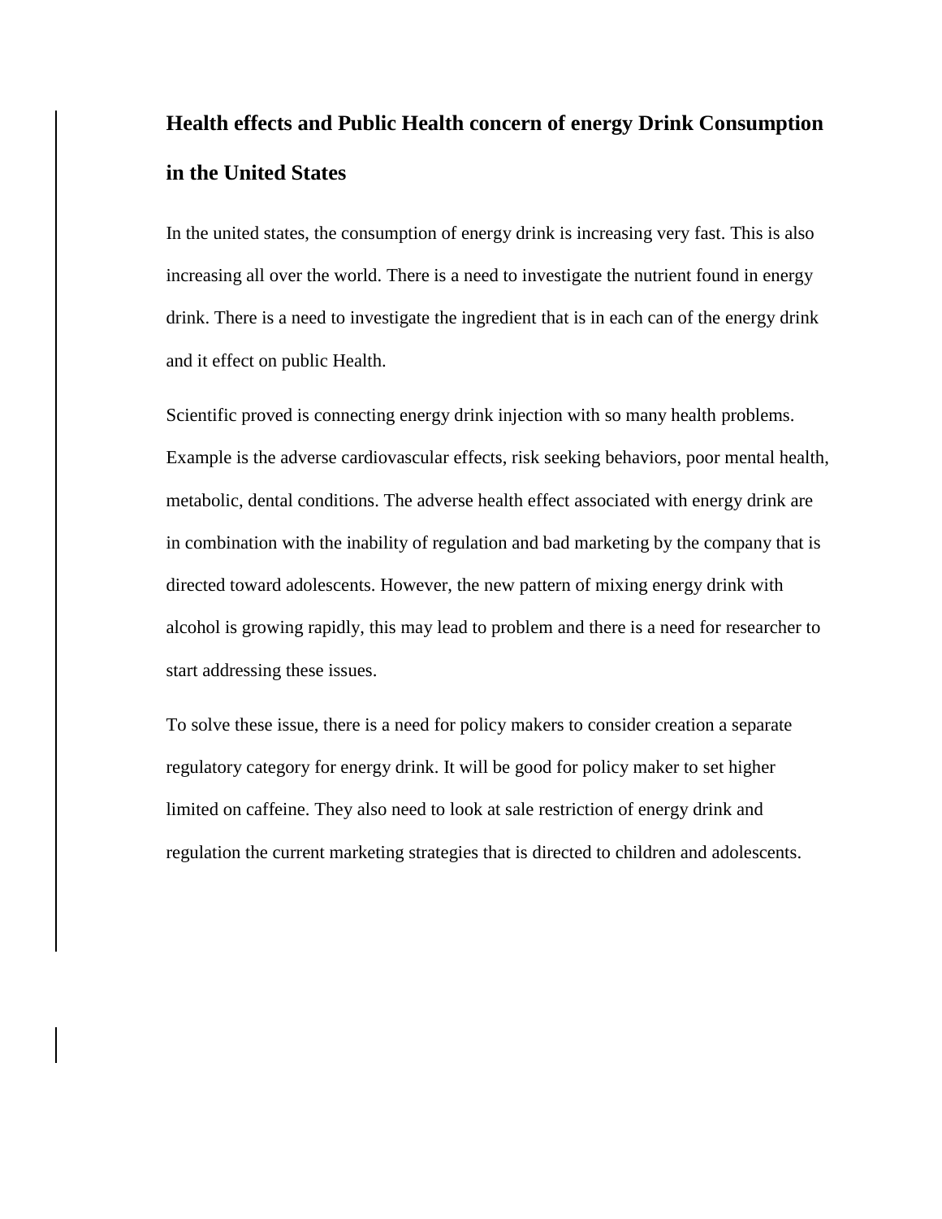## Health effects and Public Health concern of energy Drink Consumption in the United States

In the united states, the consumption of energy drink is increasing very fast. This is also increasing all over the world. There is a need to investigate the nutrient found in energy drink. There is a need to investigate the ingredient that is in each can of the energy drink and it effect on public Health.

Scientific proved is connecting energy drink injection with so many health problems. Example is the adverse cardiovascular effects, risk seeking behaviors, poor mental health, metabolic, dental conditions. The adverse health effect associated with energy drink are in combination with the inability of regulation and bad marketing by the company that is directed toward adolescents. However, the new pattern of mixing energy drink with alcohol is growing rapidly, this may lead to problem and there is a need for researcher to start addressing these issues.

To solve these issue, there is a need for policy makers to consider creation a separate regulatory category for energy drink. It will be good for policy maker to set higher limited on caffeine. They also need to look at sale restriction of energy drink and regulation the current marketing strategies that is directed to children and adolescents.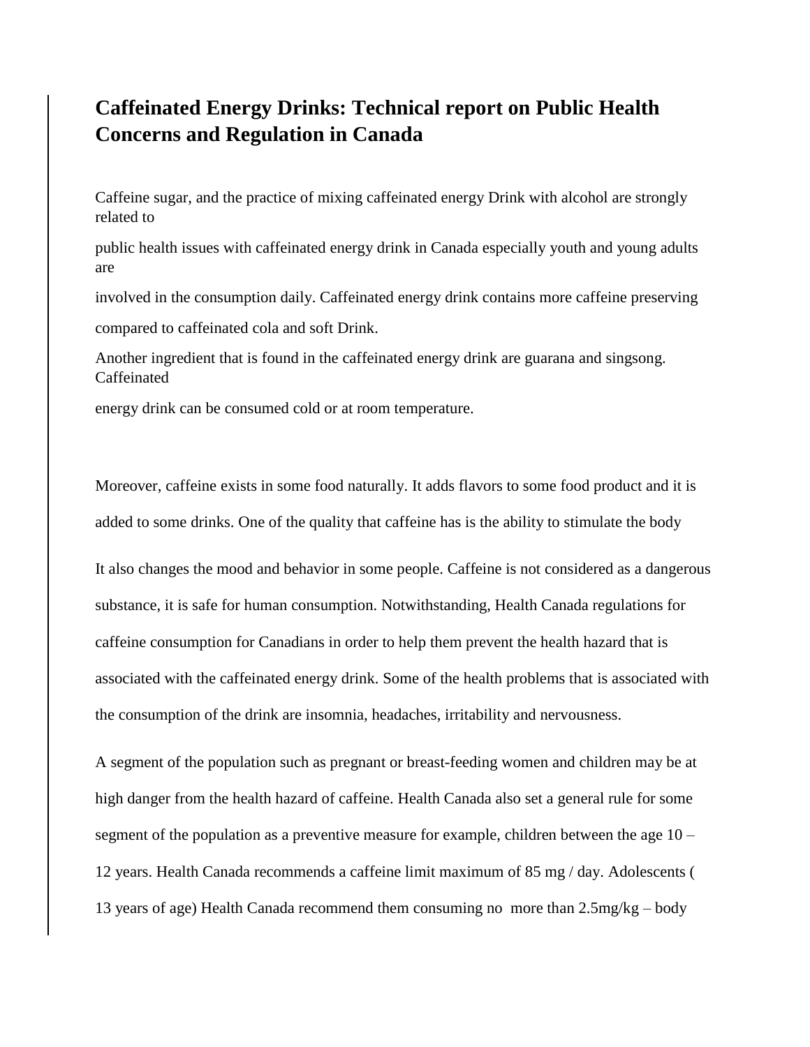# Caffeinated Energy Drinks: Technical report on Public Health Concerns and Regulation in Canada

Caffeine sugar, and the practice of mixing caffeinated energy Drink with alcohol are strongly related to

public health issues with caffeinated energy drink in Canada especially youth and young adults are

involved in the consumption daily. Caffeinated energy drink contains more caffeine preserving

compared to caffeinated cola and soft Drink.

Another ingredient that is found in the caffeinated energy drink are guarana and singsong. Caffeinated

energy drink can be consumed cold or at room temperature.

Moreover, caffeine exists in some food naturally. It adds flavors to some food product and it is added to some drinks. One of the quality that caffeine has is the ability to stimulate the body

It also changes the mood and behavior in some people. Caffeine is not considered as a dangerous substance, it is safe for human consumption. Notwithstanding, Health Canada regulations for caffeine consumption for Canadians in order to help them prevent the health hazard that is associated with the caffeinated energy drink. Some of the health problems that is associated with the consumption of the drink are insomnia, headaches, irritability and nervousness.

A segment of the population such as pregnant or breast-feeding women and children may be at high danger from the health hazard of caffeine. Health Canada also set a general rule for some segment of the population as a preventive measure for example, children between the age 10 – 12 years. Health Canada recommends a caffeine limit maximum of 85 mg / day. Adolescents ( 13 years of age) Health Canada recommend them consuming no more than 2.5mg/kg – body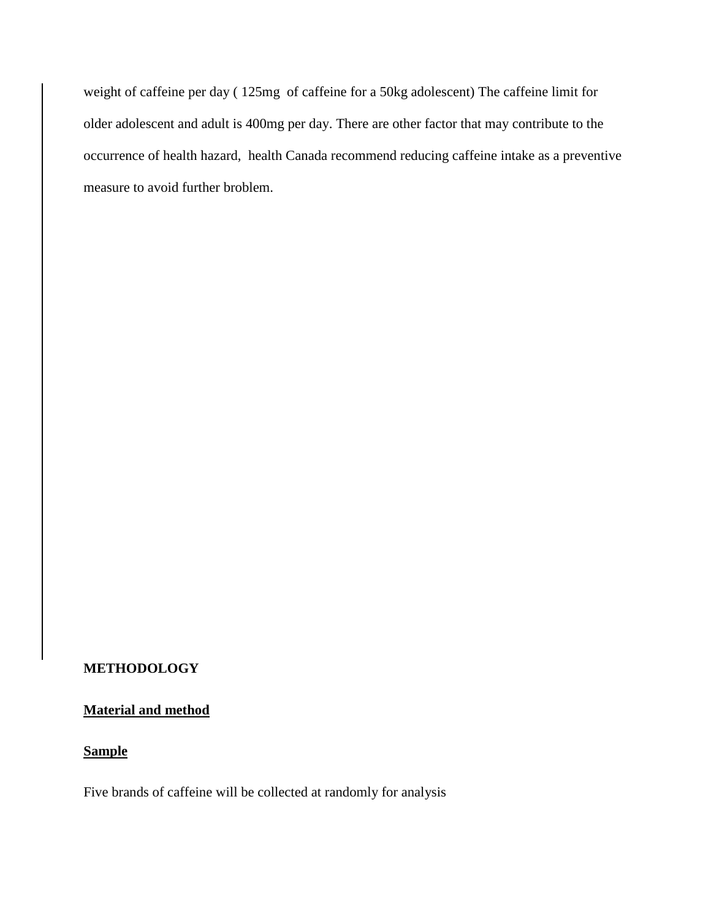weight of caffeine per day ( 125mg of caffeine for a 50kg adolescent) The caffeine limit for older adolescent and adult is 400mg per day. There are other factor that may contribute to the occurrence of health hazard, health Canada recommend reducing caffeine intake as a preventive measure to avoid further broblem.

**METHODOLOGY**

**Material and method**

**Sample**

Five brands of caffeine will be collected at randomly for analysis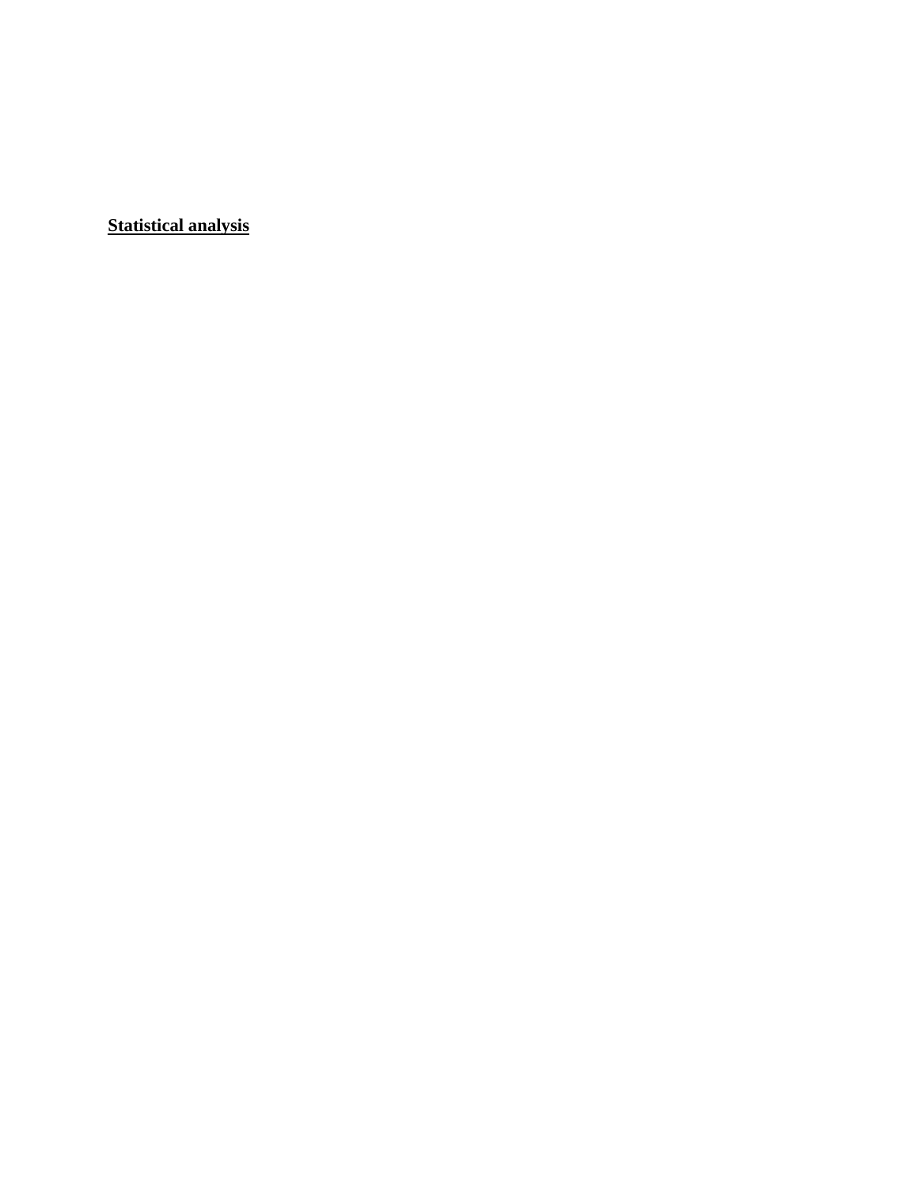**Statistical analysis**